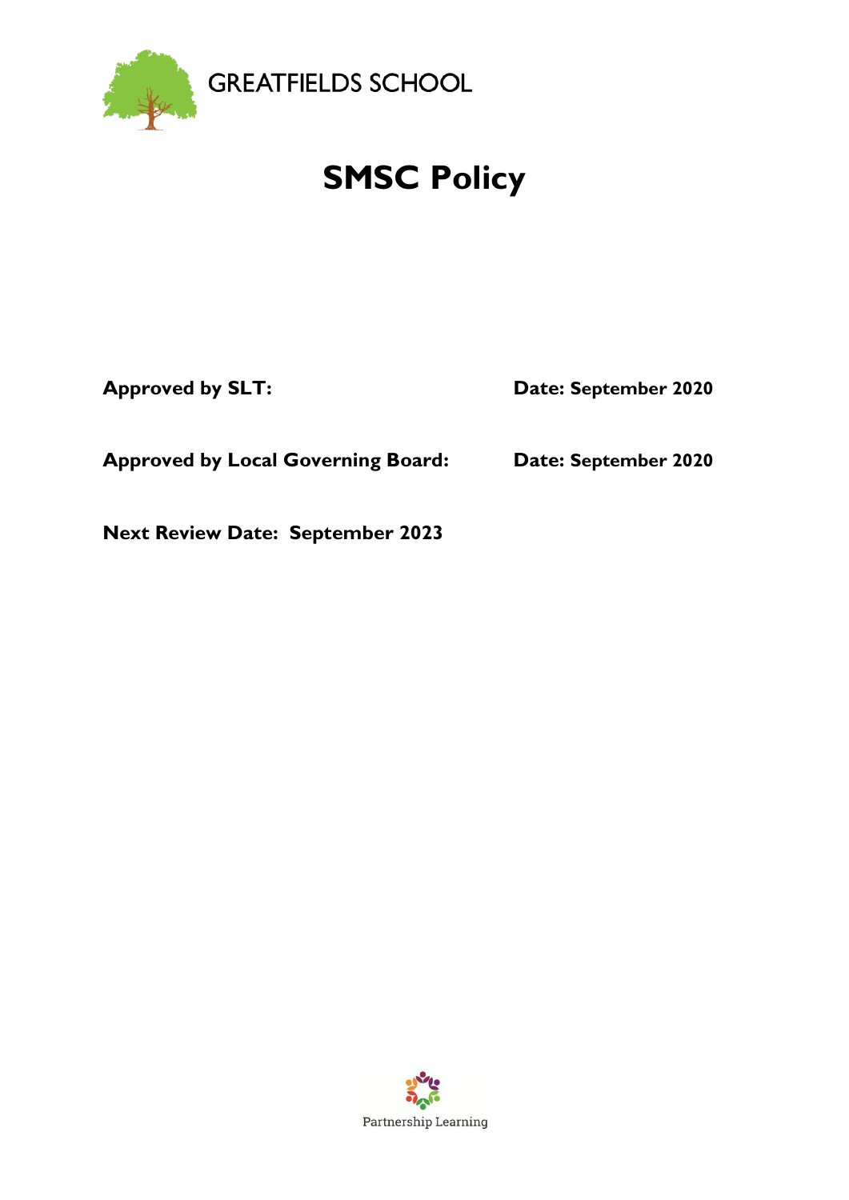GREATFIELDS SCHOOL

# SMSC Policy

**Approved by SLT:** **Date: September 2020**

**Approved by Local Governing Board:** **Date: September 2020**

**Next Review Date: September 2023**

Partnership Learning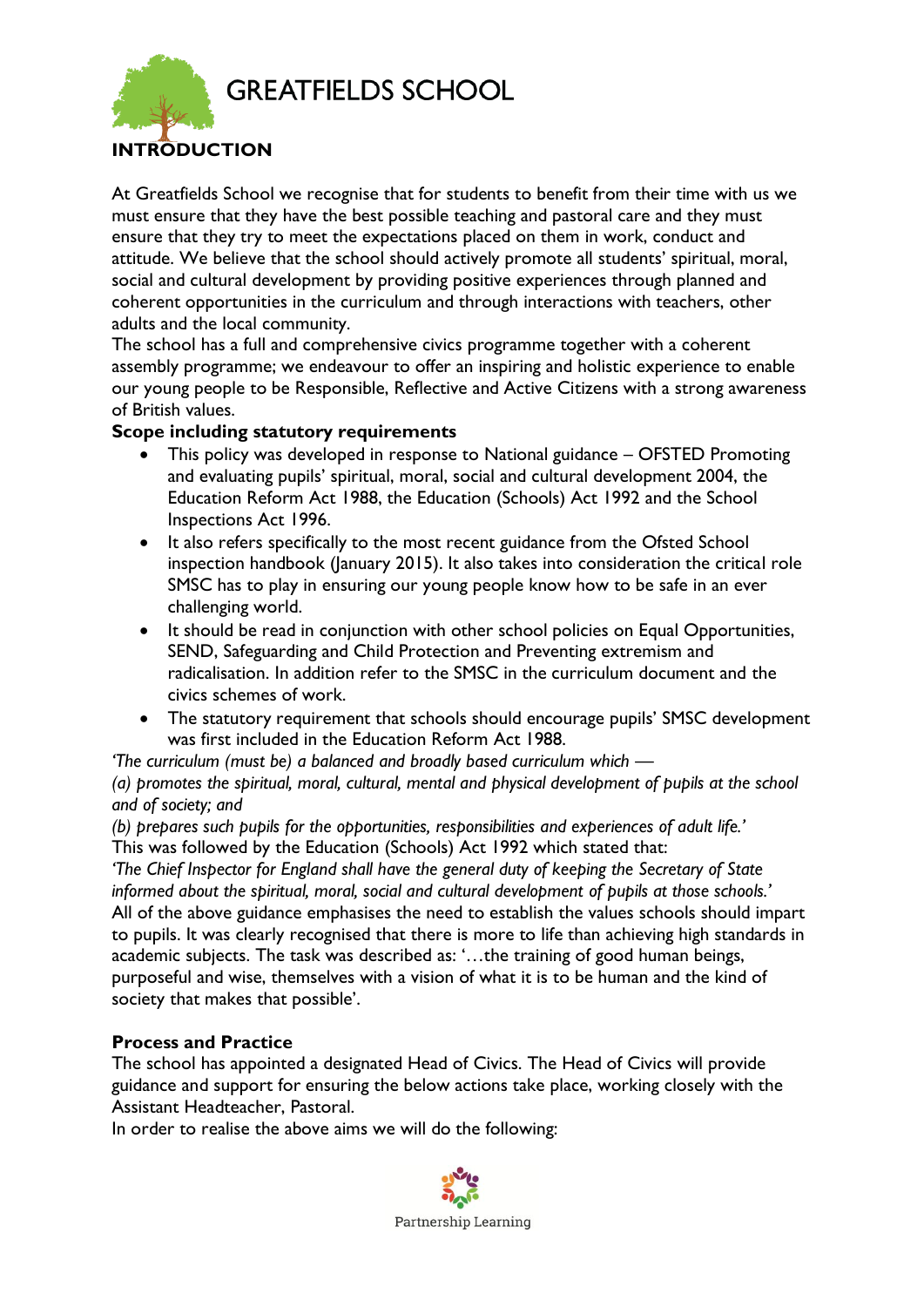## INTRODUCTION

At Greatfields School we recognise that for students to benefit from their time with us we must ensure that they have the best possible teaching and pastoral care and they must ensure that they try to meet the expectations placed on them in work, conduct and attitude. We believe that the school should actively promote all students' spiritual, moral, social and cultural development by providing positive experiences through planned and coherent opportunities in the curriculum and through interactions with teachers, other adults and the local community.
The school has a full and comprehensive civics programme together with a coherent assembly programme; we endeavour to offer an inspiring and holistic experience to enable our young people to be Responsible, Reflective and Active Citizens with a strong awareness of British values.

### Scope including statutory requirements

- This policy was developed in response to National guidance – OFSTED Promoting and evaluating pupils' spiritual, moral, social and cultural development 2004, the Education Reform Act 1988, the Education (Schools) Act 1992 and the School Inspections Act 1996.
- It also refers specifically to the most recent guidance from the Ofsted School inspection handbook (January 2015). It also takes into consideration the critical role SMSC has to play in ensuring our young people know how to be safe in an ever challenging world.
- It should be read in conjunction with other school policies on Equal Opportunities, SEND, Safeguarding and Child Protection and Preventing extremism and radicalisation. In addition refer to the SMSC in the curriculum document and the civics schemes of work.
- The statutory requirement that schools should encourage pupils' SMSC development was first included in the Education Reform Act 1988.

*'The curriculum (must be) a balanced and broadly based curriculum which —*
*(a) promotes the spiritual, moral, cultural, mental and physical development of pupils at the school and of society; and*
*(b) prepares such pupils for the opportunities, responsibilities and experiences of adult life.'*
This was followed by the Education (Schools) Act 1992 which stated that:
*'The Chief Inspector for England shall have the general duty of keeping the Secretary of State informed about the spiritual, moral, social and cultural development of pupils at those schools.'*
All of the above guidance emphasises the need to establish the values schools should impart to pupils. It was clearly recognised that there is more to life than achieving high standards in academic subjects. The task was described as: '…the training of good human beings, purposeful and wise, themselves with a vision of what it is to be human and the kind of society that makes that possible'.

### Process and Practice

The school has appointed a designated Head of Civics. The Head of Civics will provide guidance and support for ensuring the below actions take place, working closely with the Assistant Headteacher, Pastoral.
In order to realise the above aims we will do the following: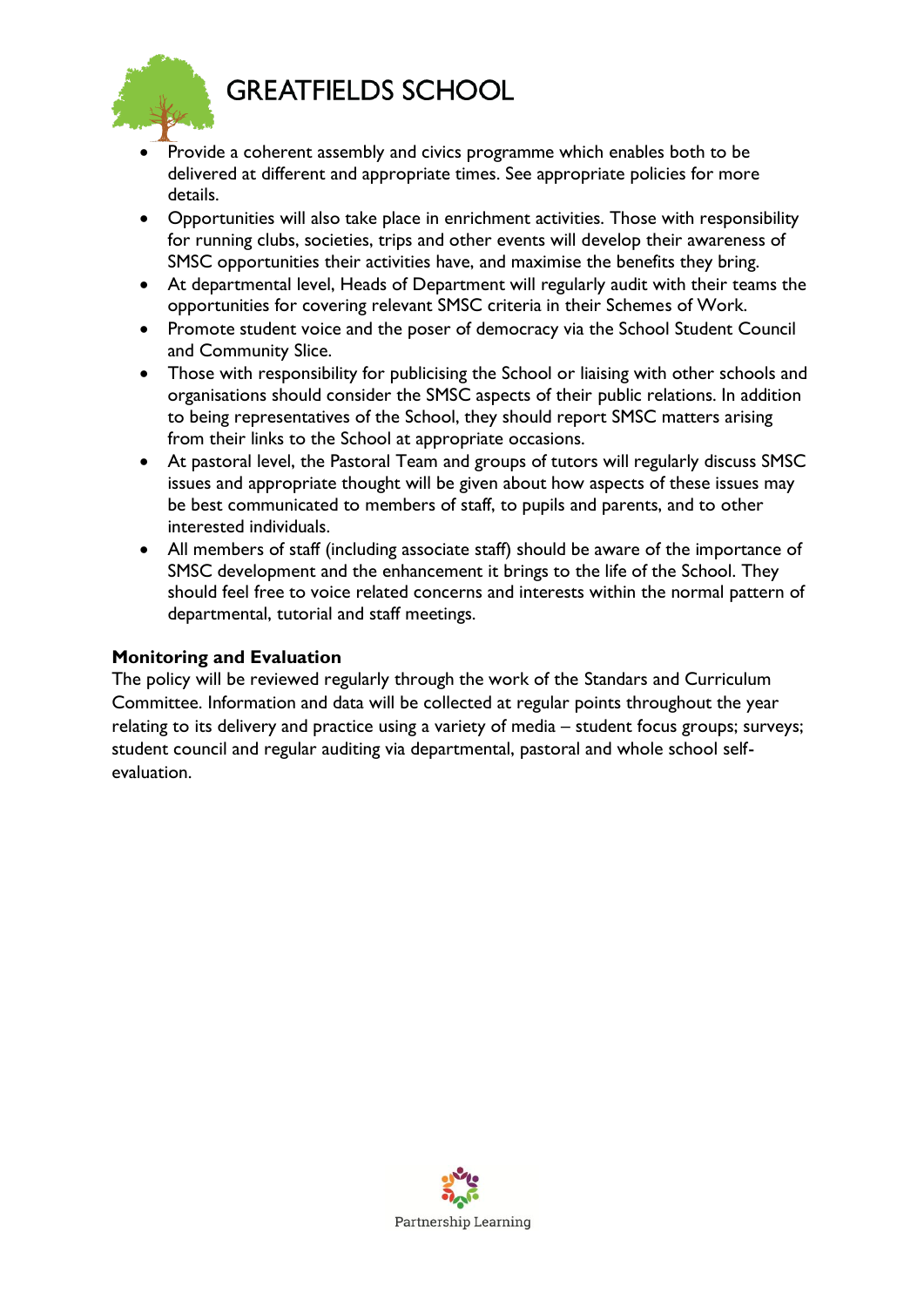- Provide a coherent assembly and civics programme which enables both to be delivered at different and appropriate times. See appropriate policies for more details.
- Opportunities will also take place in enrichment activities. Those with responsibility for running clubs, societies, trips and other events will develop their awareness of SMSC opportunities their activities have, and maximise the benefits they bring.
- At departmental level, Heads of Department will regularly audit with their teams the opportunities for covering relevant SMSC criteria in their Schemes of Work.
- Promote student voice and the poser of democracy via the School Student Council and Community Slice.
- Those with responsibility for publicising the School or liaising with other schools and organisations should consider the SMSC aspects of their public relations. In addition to being representatives of the School, they should report SMSC matters arising from their links to the School at appropriate occasions.
- At pastoral level, the Pastoral Team and groups of tutors will regularly discuss SMSC issues and appropriate thought will be given about how aspects of these issues may be best communicated to members of staff, to pupils and parents, and to other interested individuals.
- All members of staff (including associate staff) should be aware of the importance of SMSC development and the enhancement it brings to the life of the School. They should feel free to voice related concerns and interests within the normal pattern of departmental, tutorial and staff meetings.

**Monitoring and Evaluation**

The policy will be reviewed regularly through the work of the Standars and Curriculum Committee. Information and data will be collected at regular points throughout the year relating to its delivery and practice using a variety of media – student focus groups; surveys; student council and regular auditing via departmental, pastoral and whole school self-evaluation.